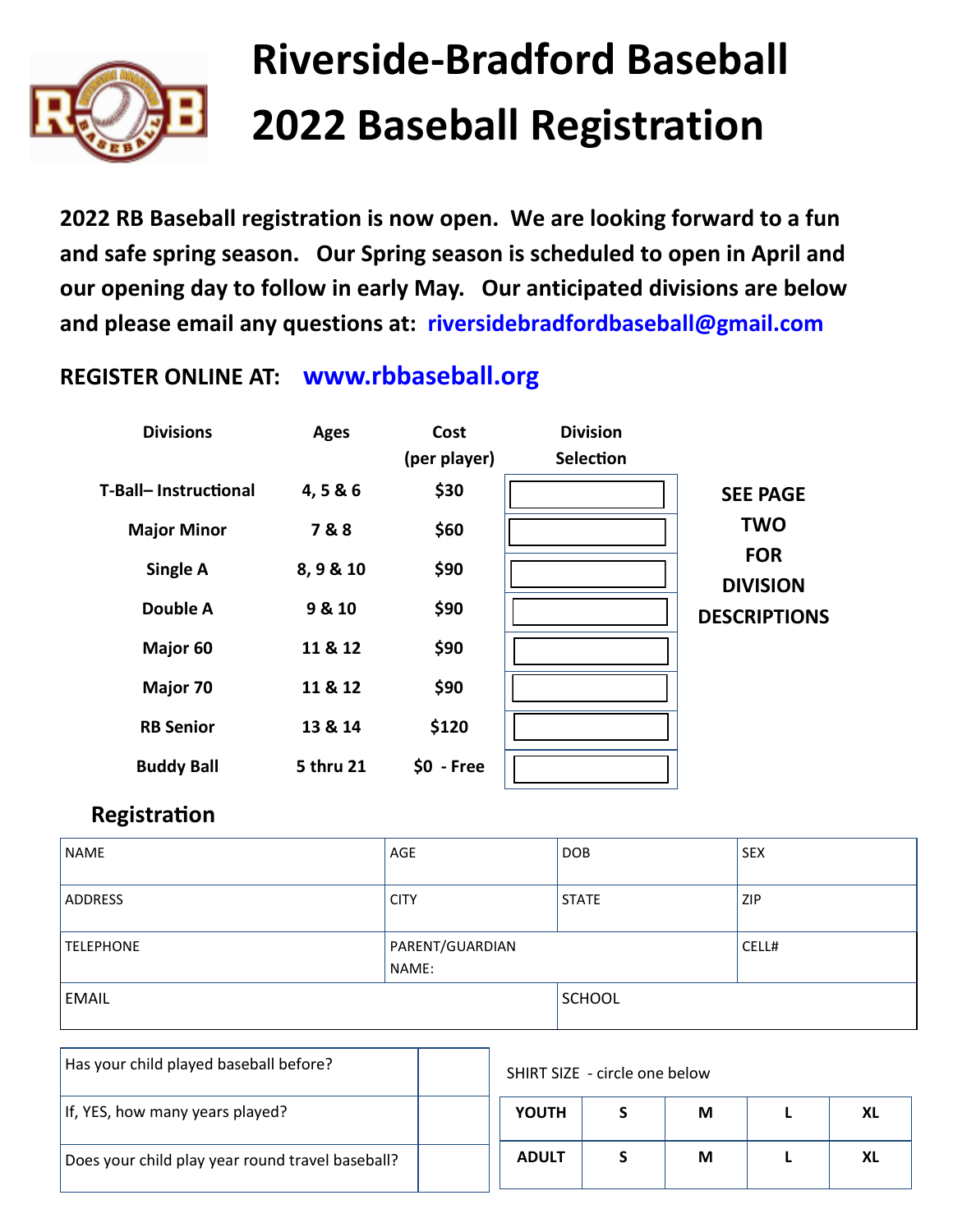# Riverside-Bradford Baseball
# 2022 Baseball Registration

**2022 RB Baseball registration is now open. We are looking forward to a fun and safe spring season. Our Spring season is scheduled to open in April and our opening day to follow in early May. Our anticipated divisions are below and please email any questions at: riversidebradfordbaseball@gmail.com**

**REGISTER ONLINE AT: www.rbbaseball.org**

| Divisions | Ages | Cost (per player) | Division Selection |
|---|---|---|---|
| T-Ball– Instructional | 4, 5 & 6 | $30 | |
| Major Minor | 7 & 8 | $60 | |
| Single A | 8, 9 & 10 | $90 | |
| Double A | 9 & 10 | $90 | |
| Major 60 | 11 & 12 | $90 | |
| Major 70 | 11 & 12 | $90 | |
| RB Senior | 13 & 14 | $120 | |
| Buddy Ball | 5 thru 21 | $0 - Free | |

**SEE PAGE TWO FOR DIVISION DESCRIPTIONS**

## Registration

| NAME | AGE | DOB | SEX |
|---|---|---|---|
| ADDRESS | CITY | STATE | ZIP |
| TELEPHONE | PARENT/GUARDIAN NAME: | | CELL# |
| EMAIL | | SCHOOL | |

| | |
|---|---|
| Has your child played baseball before? | |
| If, YES, how many years played? | |
| Does your child play year round travel baseball? | |

SHIRT SIZE - circle one below

| | | | | |
|---|---|---|---|---|
| YOUTH | S | M | L | XL |
| ADULT | S | M | L | XL |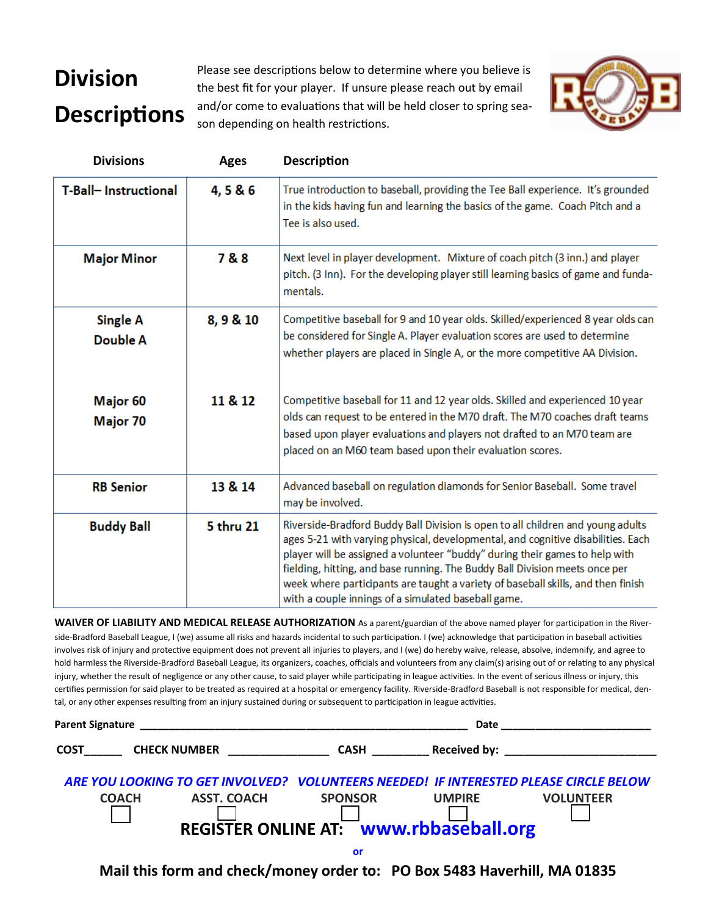# Division Descriptions

Please see descriptions below to determine where you believe is the best fit for your player. If unsure please reach out by email and/or come to evaluations that will be held closer to spring season depending on health restrictions.

| Divisions | Ages | Description |
|---|---|---|
| **T-Ball– Instructional** | **4, 5 & 6** | True introduction to baseball, providing the Tee Ball experience. It's grounded in the kids having fun and learning the basics of the game. Coach Pitch and a Tee is also used. |
| **Major Minor** | **7 & 8** | Next level in player development. Mixture of coach pitch (3 inn.) and player pitch. (3 Inn). For the developing player still learning basics of game and fundamentals. |
| **Single A**<br>**Double A** | **8, 9 & 10** | Competitive baseball for 9 and 10 year olds. Skilled/experienced 8 year olds can be considered for Single A. Player evaluation scores are used to determine whether players are placed in Single A, or the more competitive AA Division. |
| **Major 60**<br>**Major 70** | **11 & 12** | Competitive baseball for 11 and 12 year olds. Skilled and experienced 10 year olds can request to be entered in the M70 draft. The M70 coaches draft teams based upon player evaluations and players not drafted to an M70 team are placed on an M60 team based upon their evaluation scores. |
| **RB Senior** | **13 & 14** | Advanced baseball on regulation diamonds for Senior Baseball. Some travel may be involved. |
| **Buddy Ball** | **5 thru 21** | Riverside-Bradford Buddy Ball Division is open to all children and young adults ages 5-21 with varying physical, developmental, and cognitive disabilities. Each player will be assigned a volunteer "buddy" during their games to help with fielding, hitting, and base running. The Buddy Ball Division meets once per week where participants are taught a variety of baseball skills, and then finish with a couple innings of a simulated baseball game. |

**WAIVER OF LIABILITY AND MEDICAL RELEASE AUTHORIZATION** As a parent/guardian of the above named player for participation in the Riverside-Bradford Baseball League, I (we) assume all risks and hazards incidental to such participation. I (we) acknowledge that participation in baseball activities involves risk of injury and protective equipment does not prevent all injuries to players, and I (we) do hereby waive, release, absolve, indemnify, and agree to hold harmless the Riverside-Bradford Baseball League, its organizers, coaches, officials and volunteers from any claim(s) arising out of or relating to any physical injury, whether the result of negligence or any other cause, to said player while participating in league activities. In the event of serious illness or injury, this certifies permission for said player to be treated as required at a hospital or emergency facility. Riverside-Bradford Baseball is not responsible for medical, dental, or any other expenses resulting from an injury sustained during or subsequent to participation in league activities.

**Parent Signature** ______________________________ **Date** ____________________

**COST**______ **CHECK NUMBER** ______________ **CASH** _________ **Received by:** ____________________

***ARE YOU LOOKING TO GET INVOLVED? VOLUNTEERS NEEDED! IF INTERESTED PLEASE CIRCLE BELOW***

**COACH** ☐ **ASST. COACH** ☐ **SPONSOR** ☐ **UMPIRE** ☐ **VOLUNTEER** ☐

**REGISTER ONLINE AT: www.rbbaseball.org**

**or**

**Mail this form and check/money order to: PO Box 5483 Haverhill, MA 01835**